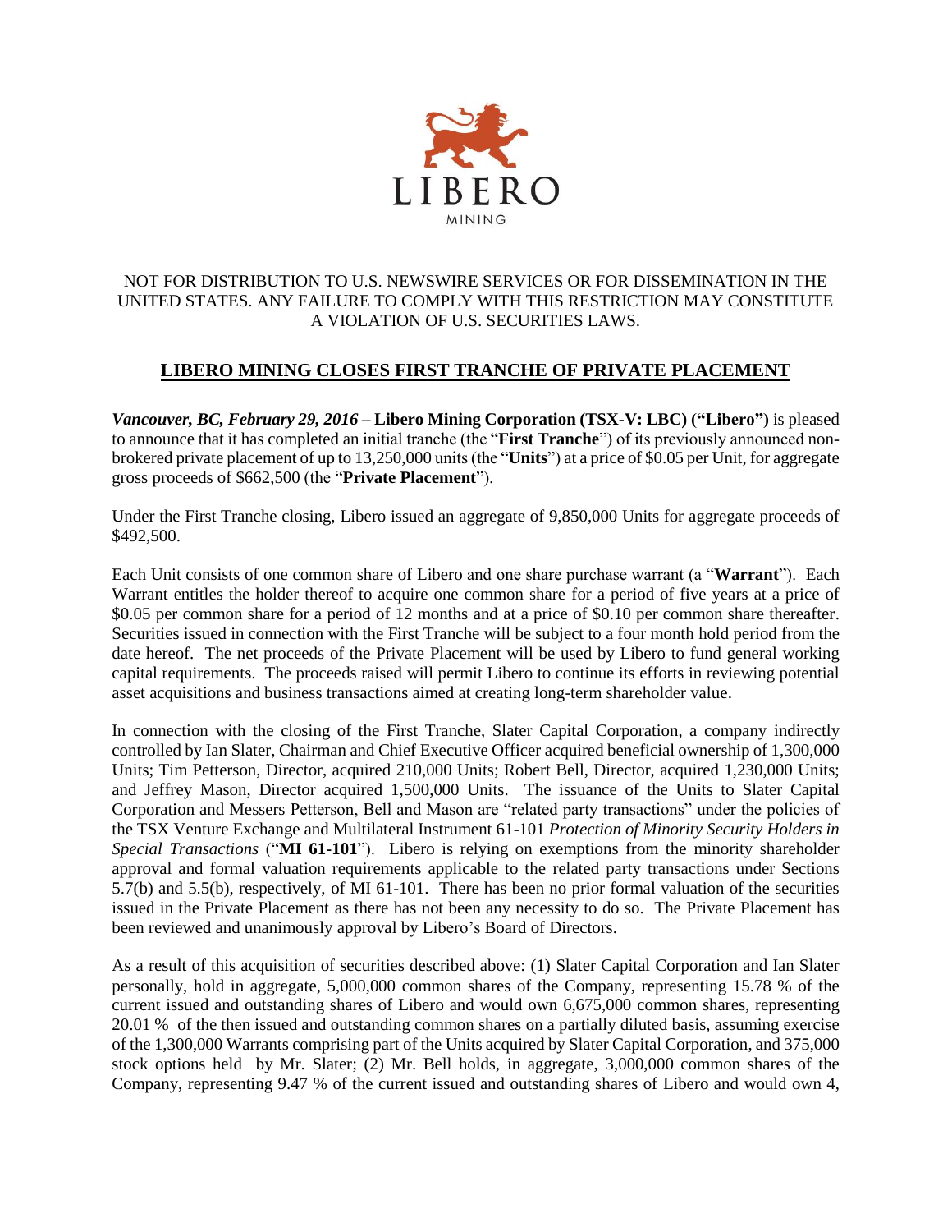LIBERO

MINING

NOT FOR DISTRIBUTION TO U.S. NEWSWIRE SERVICES OR FOR DISSEMINATION IN THE UNITED STATES. ANY FAILURE TO COMPLY WITH THIS RESTRICTION MAY CONSTITUTE A VIOLATION OF U.S. SECURITIES LAWS.

# LIBERO MINING CLOSES FIRST TRANCHE OF PRIVATE PLACEMENT

***Vancouver, BC, February 29, 2016*** – **Libero Mining Corporation (TSX-V: LBC) ("Libero")** is pleased to announce that it has completed an initial tranche (the "**First Tranche**") of its previously announced non-brokered private placement of up to 13,250,000 units (the "**Units**") at a price of $0.05 per Unit, for aggregate gross proceeds of $662,500 (the "**Private Placement**").

Under the First Tranche closing, Libero issued an aggregate of 9,850,000 Units for aggregate proceeds of $492,500.

Each Unit consists of one common share of Libero and one share purchase warrant (a "**Warrant**"). Each Warrant entitles the holder thereof to acquire one common share for a period of five years at a price of $0.05 per common share for a period of 12 months and at a price of $0.10 per common share thereafter. Securities issued in connection with the First Tranche will be subject to a four month hold period from the date hereof. The net proceeds of the Private Placement will be used by Libero to fund general working capital requirements. The proceeds raised will permit Libero to continue its efforts in reviewing potential asset acquisitions and business transactions aimed at creating long-term shareholder value.

In connection with the closing of the First Tranche, Slater Capital Corporation, a company indirectly controlled by Ian Slater, Chairman and Chief Executive Officer acquired beneficial ownership of 1,300,000 Units; Tim Petterson, Director, acquired 210,000 Units; Robert Bell, Director, acquired 1,230,000 Units; and Jeffrey Mason, Director acquired 1,500,000 Units. The issuance of the Units to Slater Capital Corporation and Messers Petterson, Bell and Mason are "related party transactions" under the policies of the TSX Venture Exchange and Multilateral Instrument 61-101 *Protection of Minority Security Holders in Special Transactions* ("**MI 61-101**"). Libero is relying on exemptions from the minority shareholder approval and formal valuation requirements applicable to the related party transactions under Sections 5.7(b) and 5.5(b), respectively, of MI 61-101. There has been no prior formal valuation of the securities issued in the Private Placement as there has not been any necessity to do so. The Private Placement has been reviewed and unanimously approval by Libero's Board of Directors.

As a result of this acquisition of securities described above: (1) Slater Capital Corporation and Ian Slater personally, hold in aggregate, 5,000,000 common shares of the Company, representing 15.78 % of the current issued and outstanding shares of Libero and would own 6,675,000 common shares, representing 20.01 % of the then issued and outstanding common shares on a partially diluted basis, assuming exercise of the 1,300,000 Warrants comprising part of the Units acquired by Slater Capital Corporation, and 375,000 stock options held by Mr. Slater; (2) Mr. Bell holds, in aggregate, 3,000,000 common shares of the Company, representing 9.47 % of the current issued and outstanding shares of Libero and would own 4,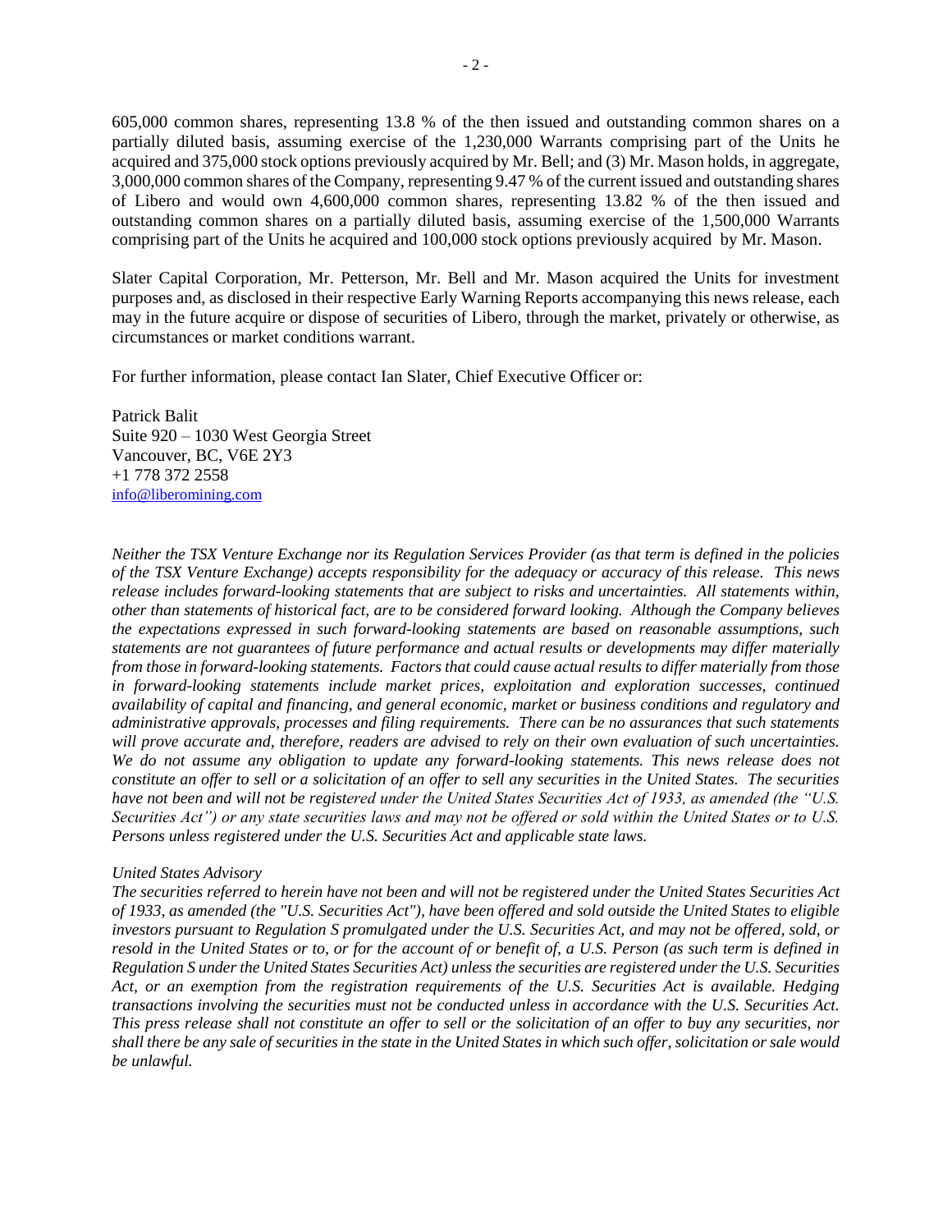605,000 common shares, representing 13.8 % of the then issued and outstanding common shares on a partially diluted basis, assuming exercise of the 1,230,000 Warrants comprising part of the Units he acquired and 375,000 stock options previously acquired by Mr. Bell; and (3) Mr. Mason holds, in aggregate, 3,000,000 common shares of the Company, representing 9.47 % of the current issued and outstanding shares of Libero and would own 4,600,000 common shares, representing 13.82 % of the then issued and outstanding common shares on a partially diluted basis, assuming exercise of the 1,500,000 Warrants comprising part of the Units he acquired and 100,000 stock options previously acquired by Mr. Mason.

Slater Capital Corporation, Mr. Petterson, Mr. Bell and Mr. Mason acquired the Units for investment purposes and, as disclosed in their respective Early Warning Reports accompanying this news release, each may in the future acquire or dispose of securities of Libero, through the market, privately or otherwise, as circumstances or market conditions warrant.

For further information, please contact Ian Slater, Chief Executive Officer or:

Patrick Balit
Suite 920 – 1030 West Georgia Street
Vancouver, BC, V6E 2Y3
+1 778 372 2558
info@liberomining.com

*Neither the TSX Venture Exchange nor its Regulation Services Provider (as that term is defined in the policies of the TSX Venture Exchange) accepts responsibility for the adequacy or accuracy of this release. This news release includes forward-looking statements that are subject to risks and uncertainties. All statements within, other than statements of historical fact, are to be considered forward looking. Although the Company believes the expectations expressed in such forward-looking statements are based on reasonable assumptions, such statements are not guarantees of future performance and actual results or developments may differ materially from those in forward-looking statements. Factors that could cause actual results to differ materially from those in forward-looking statements include market prices, exploitation and exploration successes, continued availability of capital and financing, and general economic, market or business conditions and regulatory and administrative approvals, processes and filing requirements. There can be no assurances that such statements will prove accurate and, therefore, readers are advised to rely on their own evaluation of such uncertainties. We do not assume any obligation to update any forward-looking statements. This news release does not constitute an offer to sell or a solicitation of an offer to sell any securities in the United States. The securities have not been and will not be registered under the United States Securities Act of 1933, as amended (the "U.S. Securities Act") or any state securities laws and may not be offered or sold within the United States or to U.S. Persons unless registered under the U.S. Securities Act and applicable state laws.*

*United States Advisory*

*The securities referred to herein have not been and will not be registered under the United States Securities Act of 1933, as amended (the "U.S. Securities Act"), have been offered and sold outside the United States to eligible investors pursuant to Regulation S promulgated under the U.S. Securities Act, and may not be offered, sold, or resold in the United States or to, or for the account of or benefit of, a U.S. Person (as such term is defined in Regulation S under the United States Securities Act) unless the securities are registered under the U.S. Securities Act, or an exemption from the registration requirements of the U.S. Securities Act is available. Hedging transactions involving the securities must not be conducted unless in accordance with the U.S. Securities Act. This press release shall not constitute an offer to sell or the solicitation of an offer to buy any securities, nor shall there be any sale of securities in the state in the United States in which such offer, solicitation or sale would be unlawful.*